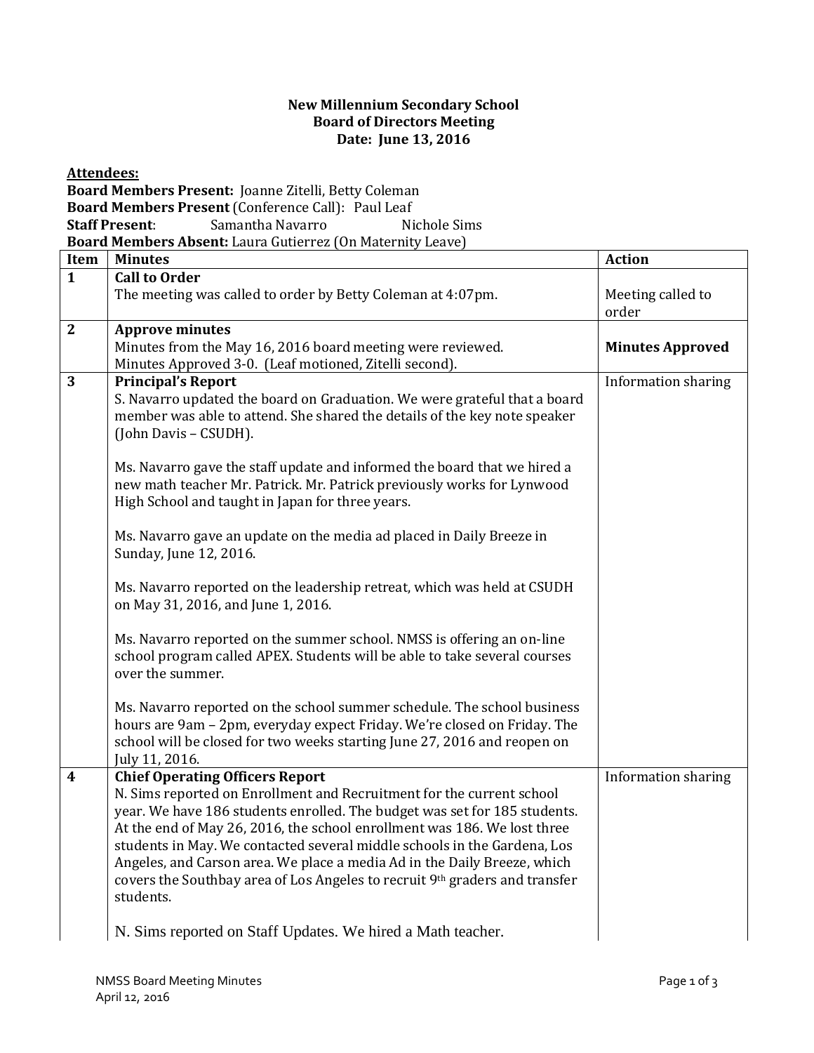**New Millennium Secondary School**
**Board of Directors Meeting**
**Date: June 13, 2016**

**Attendees:**

**Board Members Present:** Joanne Zitelli, Betty Coleman
**Board Members Present** (Conference Call): Paul Leaf
**Staff Present**: Samantha Navarro Nichole Sims
**Board Members Absent:** Laura Gutierrez (On Maternity Leave)

| Item | Minutes | Action |
|---|---|---|
| **1** | **Call to Order**<br>The meeting was called to order by Betty Coleman at 4:07pm. | Meeting called to order |
| **2** | **Approve minutes**<br>Minutes from the May 16, 2016 board meeting were reviewed.<br>Minutes Approved 3-0. (Leaf motioned, Zitelli second). | **Minutes Approved** |
| **3** | **Principal's Report**<br>S. Navarro updated the board on Graduation. We were grateful that a board member was able to attend. She shared the details of the key note speaker (John Davis – CSUDH).<br><br>Ms. Navarro gave the staff update and informed the board that we hired a new math teacher Mr. Patrick. Mr. Patrick previously works for Lynwood High School and taught in Japan for three years.<br><br>Ms. Navarro gave an update on the media ad placed in Daily Breeze in Sunday, June 12, 2016.<br><br>Ms. Navarro reported on the leadership retreat, which was held at CSUDH on May 31, 2016, and June 1, 2016.<br><br>Ms. Navarro reported on the summer school. NMSS is offering an on-line school program called APEX. Students will be able to take several courses over the summer.<br><br>Ms. Navarro reported on the school summer schedule. The school business hours are 9am – 2pm, everyday expect Friday. We're closed on Friday. The school will be closed for two weeks starting June 27, 2016 and reopen on July 11, 2016. | Information sharing |
| **4** | **Chief Operating Officers Report**<br>N. Sims reported on Enrollment and Recruitment for the current school year. We have 186 students enrolled. The budget was set for 185 students. At the end of May 26, 2016, the school enrollment was 186. We lost three students in May. We contacted several middle schools in the Gardena, Los Angeles, and Carson area. We place a media Ad in the Daily Breeze, which covers the Southbay area of Los Angeles to recruit 9th graders and transfer students.<br><br>N. Sims reported on Staff Updates. We hired a Math teacher. | Information sharing |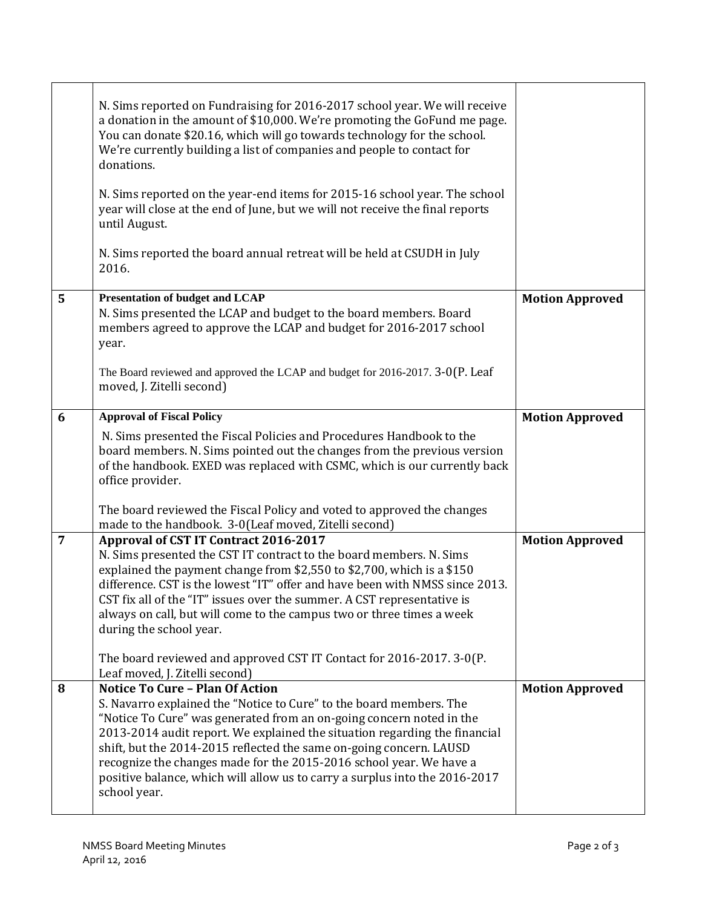| | | |
|---|---|---|
| | N. Sims reported on Fundraising for 2016-2017 school year. We will receive a donation in the amount of $10,000. We're promoting the GoFund me page. You can donate $20.16, which will go towards technology for the school. We're currently building a list of companies and people to contact for donations.<br><br>N. Sims reported on the year-end items for 2015-16 school year. The school year will close at the end of June, but we will not receive the final reports until August.<br><br>N. Sims reported the board annual retreat will be held at CSUDH in July 2016. | |
| **5** | **Presentation of budget and LCAP**<br>N. Sims presented the LCAP and budget to the board members. Board members agreed to approve the LCAP and budget for 2016-2017 school year.<br><br>The Board reviewed and approved the LCAP and budget for 2016-2017. 3-0(P. Leaf moved, J. Zitelli second) | **Motion Approved** |
| **6** | **Approval of Fiscal Policy**<br>N. Sims presented the Fiscal Policies and Procedures Handbook to the board members. N. Sims pointed out the changes from the previous version of the handbook. EXED was replaced with CSMC, which is our currently back office provider.<br><br>The board reviewed the Fiscal Policy and voted to approved the changes made to the handbook. 3-0(Leaf moved, Zitelli second) | **Motion Approved** |
| **7** | **Approval of CST IT Contract 2016-2017**<br>N. Sims presented the CST IT contract to the board members. N. Sims explained the payment change from $2,550 to $2,700, which is a $150 difference. CST is the lowest "IT" offer and have been with NMSS since 2013. CST fix all of the "IT" issues over the summer. A CST representative is always on call, but will come to the campus two or three times a week during the school year.<br><br>The board reviewed and approved CST IT Contact for 2016-2017. 3-0(P. Leaf moved, J. Zitelli second) | **Motion Approved** |
| **8** | **Notice To Cure – Plan Of Action**<br>S. Navarro explained the "Notice to Cure" to the board members. The "Notice To Cure" was generated from an on-going concern noted in the 2013-2014 audit report. We explained the situation regarding the financial shift, but the 2014-2015 reflected the same on-going concern. LAUSD recognize the changes made for the 2015-2016 school year. We have a positive balance, which will allow us to carry a surplus into the 2016-2017 school year. | **Motion Approved** |

NMSS Board Meeting Minutes
April 12, 2016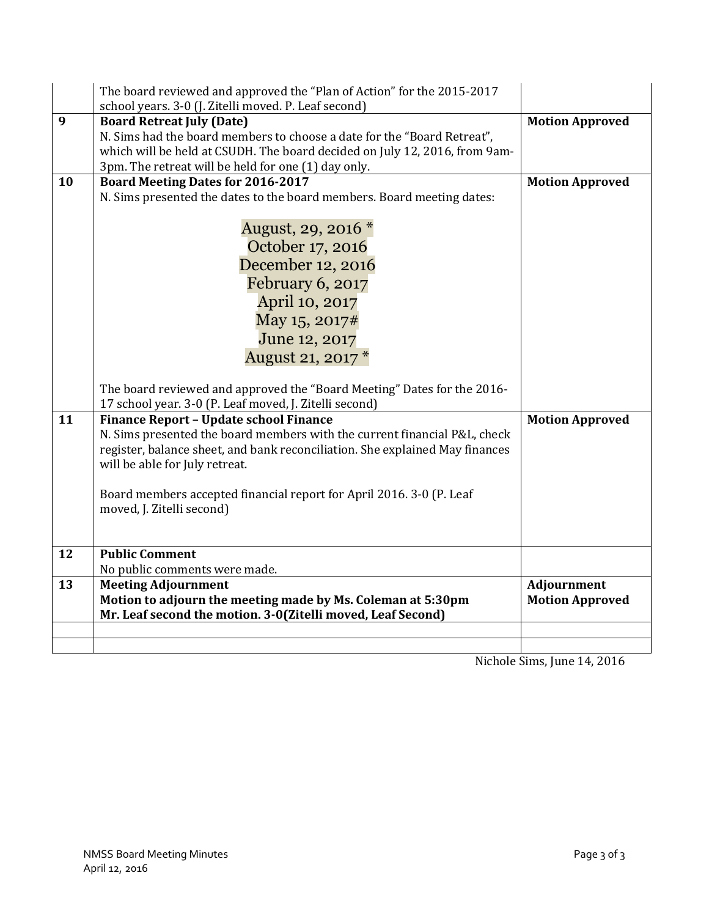| | | |
|---|---|---|
| | The board reviewed and approved the "Plan of Action" for the 2015-2017 school years. 3-0 (J. Zitelli moved. P. Leaf second) | |
| **9** | **Board Retreat July (Date)**<br>N. Sims had the board members to choose a date for the "Board Retreat", which will be held at CSUDH. The board decided on July 12, 2016, from 9am-3pm. The retreat will be held for one (1) day only. | **Motion Approved** |
| **10** | **Board Meeting Dates for 2016-2017**<br>N. Sims presented the dates to the board members. Board meeting dates:<br><br>August, 29, 2016 *<br>October 17, 2016<br>December 12, 2016<br>February 6, 2017<br>April 10, 2017<br>May 15, 2017#<br>June 12, 2017<br>August 21, 2017 *<br><br>The board reviewed and approved the "Board Meeting" Dates for the 2016-17 school year. 3-0 (P. Leaf moved, J. Zitelli second) | **Motion Approved** |
| **11** | **Finance Report – Update school Finance**<br>N. Sims presented the board members with the current financial P&L, check register, balance sheet, and bank reconciliation. She explained May finances will be able for July retreat.<br><br>Board members accepted financial report for April 2016. 3-0 (P. Leaf moved, J. Zitelli second) | **Motion Approved** |
| **12** | **Public Comment**<br>No public comments were made. | |
| **13** | **Meeting Adjournment**<br>**Motion to adjourn the meeting made by Ms. Coleman at 5:30pm**<br>**Mr. Leaf second the motion. 3-0(Zitelli moved, Leaf Second)** | **Adjournment**<br>**Motion Approved** |
| | | |
| | | |

Nichole Sims, June 14, 2016